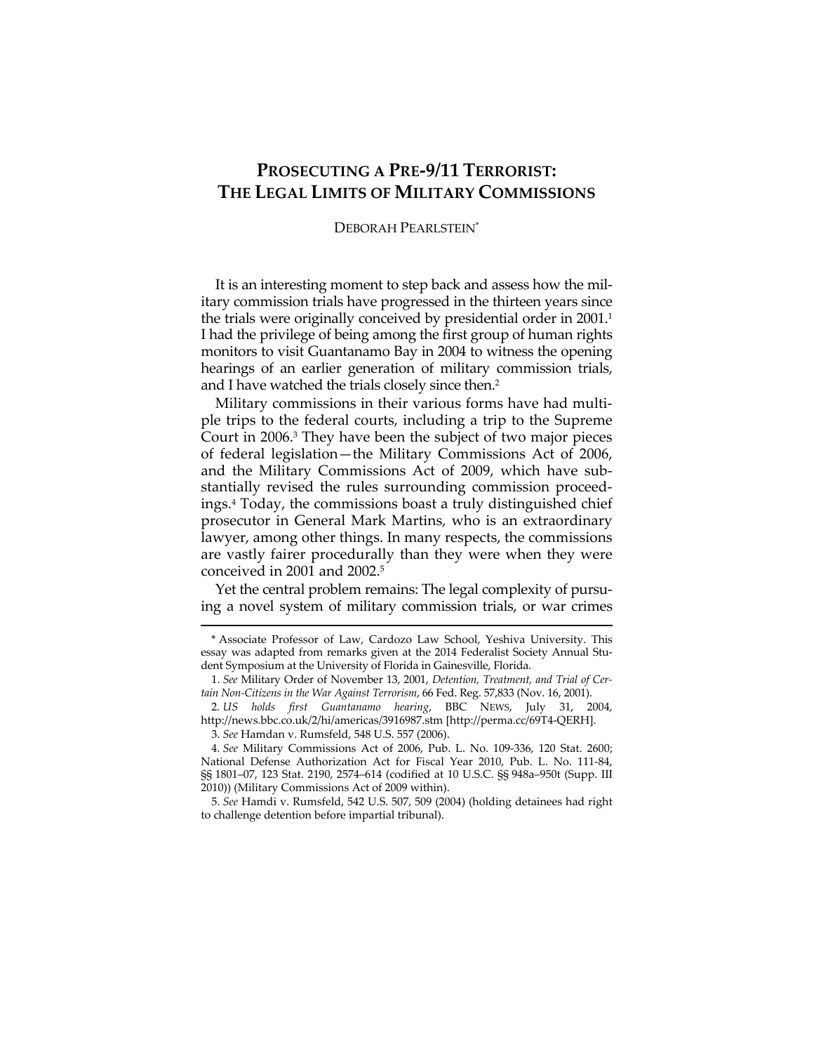# PROSECUTING A PRE-9/11 TERRORIST: THE LEGAL LIMITS OF MILITARY COMMISSIONS

DEBORAH PEARLSTEIN*

It is an interesting moment to step back and assess how the military commission trials have progressed in the thirteen years since the trials were originally conceived by presidential order in 2001.[1] I had the privilege of being among the first group of human rights monitors to visit Guantanamo Bay in 2004 to witness the opening hearings of an earlier generation of military commission trials, and I have watched the trials closely since then.[2]

Military commissions in their various forms have had multiple trips to the federal courts, including a trip to the Supreme Court in 2006.[3] They have been the subject of two major pieces of federal legislation—the Military Commissions Act of 2006, and the Military Commissions Act of 2009, which have substantially revised the rules surrounding commission proceedings.[4] Today, the commissions boast a truly distinguished chief prosecutor in General Mark Martins, who is an extraordinary lawyer, among other things. In many respects, the commissions are vastly fairer procedurally than they were when they were conceived in 2001 and 2002.[5]

Yet the central problem remains: The legal complexity of pursuing a novel system of military commission trials, or war crimes

---

\* Associate Professor of Law, Cardozo Law School, Yeshiva University. This essay was adapted from remarks given at the 2014 Federalist Society Annual Student Symposium at the University of Florida in Gainesville, Florida.

1. *See* Military Order of November 13, 2001, *Detention, Treatment, and Trial of Certain Non-Citizens in the War Against Terrorism*, 66 Fed. Reg. 57,833 (Nov. 16, 2001).

2. *US holds first Guantanamo hearing*, BBC NEWS, July 31, 2004, http://news.bbc.co.uk/2/hi/americas/3916987.stm [http://perma.cc/69T4-QERH].

3. *See* Hamdan v. Rumsfeld, 548 U.S. 557 (2006).

4. *See* Military Commissions Act of 2006, Pub. L. No. 109-336, 120 Stat. 2600; National Defense Authorization Act for Fiscal Year 2010, Pub. L. No. 111-84, §§ 1801–07, 123 Stat. 2190, 2574–614 (codified at 10 U.S.C. §§ 948a–950t (Supp. III 2010)) (Military Commissions Act of 2009 within).

5. *See* Hamdi v. Rumsfeld, 542 U.S. 507, 509 (2004) (holding detainees had right to challenge detention before impartial tribunal).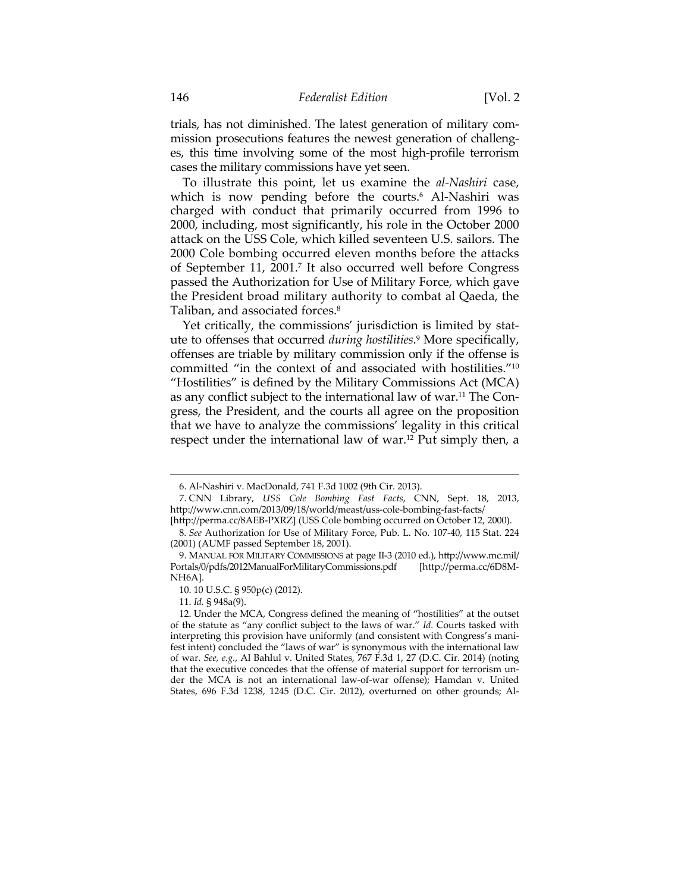trials, has not diminished. The latest generation of military commission prosecutions features the newest generation of challenges, this time involving some of the most high-profile terrorism cases the military commissions have yet seen.

To illustrate this point, let us examine the *al-Nashiri* case, which is now pending before the courts.[6] Al-Nashiri was charged with conduct that primarily occurred from 1996 to 2000, including, most significantly, his role in the October 2000 attack on the USS Cole, which killed seventeen U.S. sailors. The 2000 Cole bombing occurred eleven months before the attacks of September 11, 2001.[7] It also occurred well before Congress passed the Authorization for Use of Military Force, which gave the President broad military authority to combat al Qaeda, the Taliban, and associated forces.[8]

Yet critically, the commissions' jurisdiction is limited by statute to offenses that occurred *during hostilities*.[9] More specifically, offenses are triable by military commission only if the offense is committed "in the context of and associated with hostilities."[10] "Hostilities" is defined by the Military Commissions Act (MCA) as any conflict subject to the international law of war.[11] The Congress, the President, and the courts all agree on the proposition that we have to analyze the commissions' legality in this critical respect under the international law of war.[12] Put simply then, a

---

6. Al-Nashiri v. MacDonald, 741 F.3d 1002 (9th Cir. 2013).

7. CNN Library, *USS Cole Bombing Fast Facts*, CNN, Sept. 18, 2013, http://www.cnn.com/2013/09/18/world/meast/uss-cole-bombing-fast-facts/ [http://perma.cc/8AEB-PXRZ] (USS Cole bombing occurred on October 12, 2000).

8. *See* Authorization for Use of Military Force, Pub. L. No. 107-40, 115 Stat. 224 (2001) (AUMF passed September 18, 2001).

9. MANUAL FOR MILITARY COMMISSIONS at page II-3 (2010 ed.), http://www.mc.mil/Portals/0/pdfs/2012ManualForMilitaryCommissions.pdf [http://perma.cc/6D8M-NH6A].

10. 10 U.S.C. § 950p(c) (2012).

11. *Id.* § 948a(9).

12. Under the MCA, Congress defined the meaning of "hostilities" at the outset of the statute as "any conflict subject to the laws of war." *Id.* Courts tasked with interpreting this provision have uniformly (and consistent with Congress's manifest intent) concluded the "laws of war" is synonymous with the international law of war. *See, e.g.*, Al Bahlul v. United States, 767 F.3d 1, 27 (D.C. Cir. 2014) (noting that the executive concedes that the offense of material support for terrorism under the MCA is not an international law-of-war offense); Hamdan v. United States, 696 F.3d 1238, 1245 (D.C. Cir. 2012), overturned on other grounds; Al-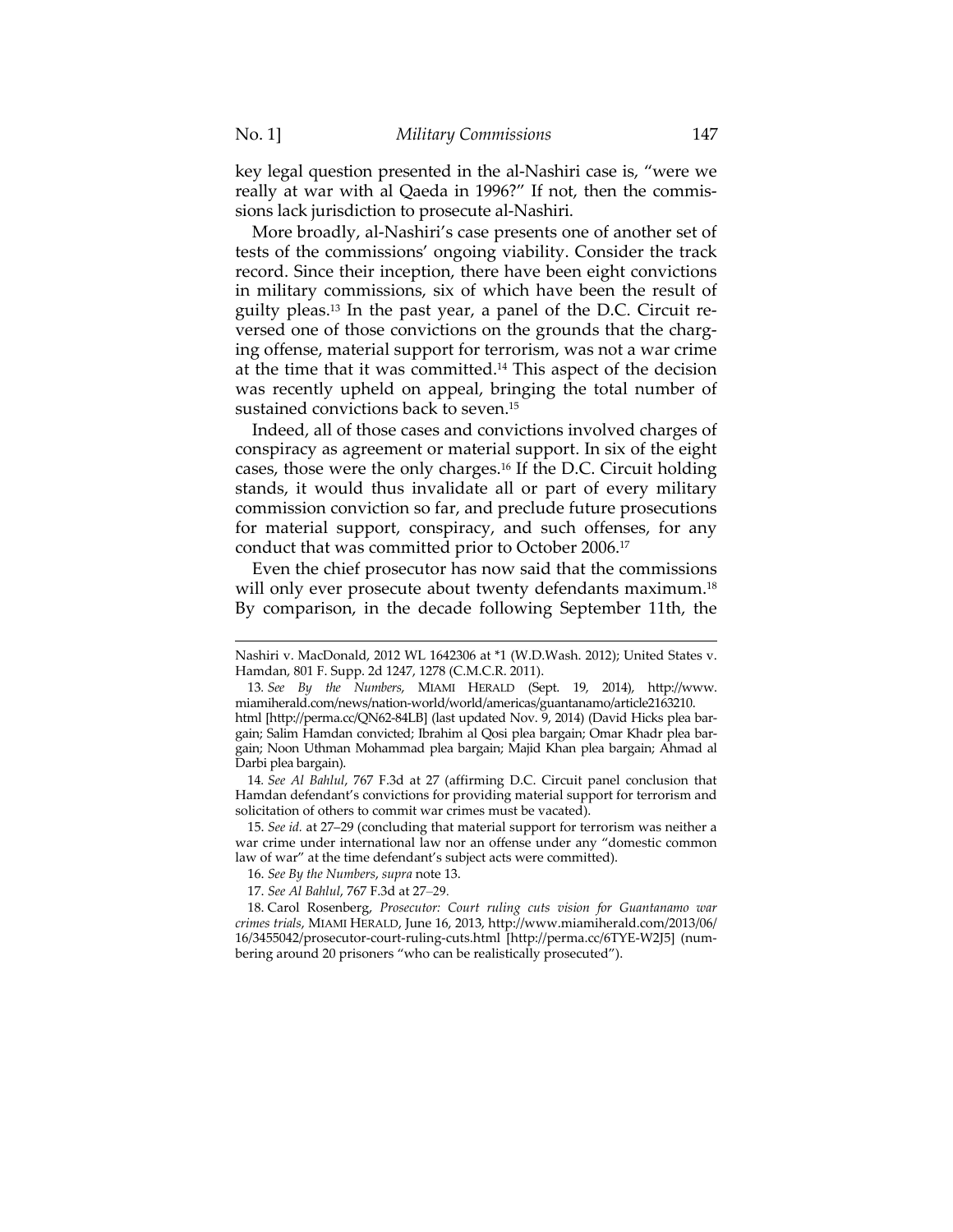key legal question presented in the al-Nashiri case is, "were we really at war with al Qaeda in 1996?" If not, then the commissions lack jurisdiction to prosecute al-Nashiri.

More broadly, al-Nashiri's case presents one of another set of tests of the commissions' ongoing viability. Consider the track record. Since their inception, there have been eight convictions in military commissions, six of which have been the result of guilty pleas.[13] In the past year, a panel of the D.C. Circuit reversed one of those convictions on the grounds that the charging offense, material support for terrorism, was not a war crime at the time that it was committed.[14] This aspect of the decision was recently upheld on appeal, bringing the total number of sustained convictions back to seven.[15]

Indeed, all of those cases and convictions involved charges of conspiracy as agreement or material support. In six of the eight cases, those were the only charges.[16] If the D.C. Circuit holding stands, it would thus invalidate all or part of every military commission conviction so far, and preclude future prosecutions for material support, conspiracy, and such offenses, for any conduct that was committed prior to October 2006.[17]

Even the chief prosecutor has now said that the commissions will only ever prosecute about twenty defendants maximum.[18] By comparison, in the decade following September 11th, the

---

Nashiri v. MacDonald, 2012 WL 1642306 at *1 (W.D.Wash. 2012); United States v. Hamdan, 801 F. Supp. 2d 1247, 1278 (C.M.C.R. 2011).

13. *See By the Numbers*, MIAMI HERALD (Sept. 19, 2014), http://www.miamiherald.com/news/nation-world/world/americas/guantanamo/article2163210.html [http://perma.cc/QN62-84LB] (last updated Nov. 9, 2014) (David Hicks plea bargain; Salim Hamdan convicted; Ibrahim al Qosi plea bargain; Omar Khadr plea bargain; Noon Uthman Mohammad plea bargain; Majid Khan plea bargain; Ahmad al Darbi plea bargain).

14. *See Al Bahlul*, 767 F.3d at 27 (affirming D.C. Circuit panel conclusion that Hamdan defendant's convictions for providing material support for terrorism and solicitation of others to commit war crimes must be vacated).

15. *See id.* at 27–29 (concluding that material support for terrorism was neither a war crime under international law nor an offense under any "domestic common law of war" at the time defendant's subject acts were committed).

16. *See By the Numbers*, *supra* note 13.

17. *See Al Bahlul*, 767 F.3d at 27–29.

18. Carol Rosenberg, *Prosecutor: Court ruling cuts vision for Guantanamo war crimes trials*, MIAMI HERALD, June 16, 2013, http://www.miamiherald.com/2013/06/16/3455042/prosecutor-court-ruling-cuts.html [http://perma.cc/6TYE-W2J5] (numbering around 20 prisoners "who can be realistically prosecuted").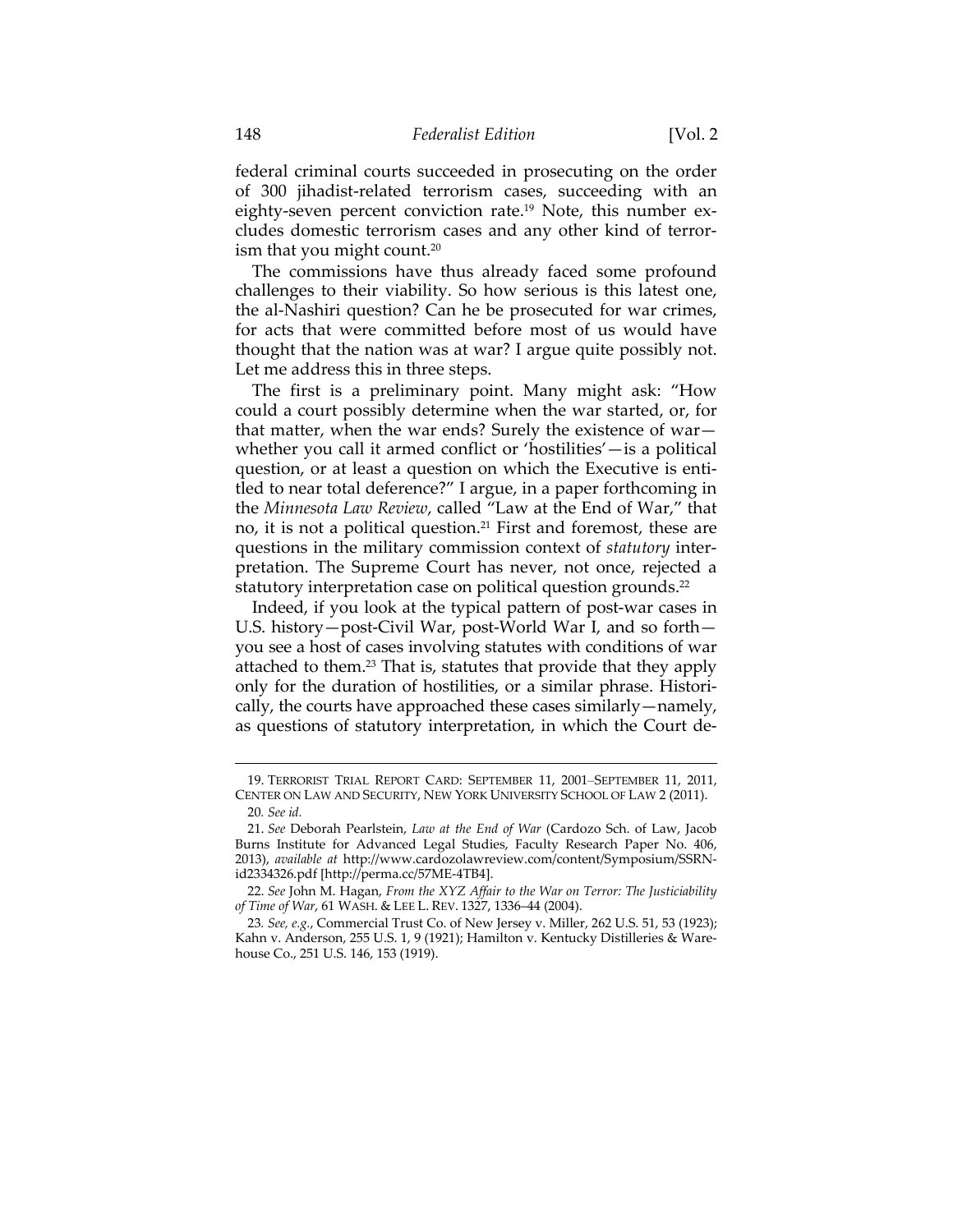federal criminal courts succeeded in prosecuting on the order of 300 jihadist-related terrorism cases, succeeding with an eighty-seven percent conviction rate.[19] Note, this number excludes domestic terrorism cases and any other kind of terrorism that you might count.[20]

The commissions have thus already faced some profound challenges to their viability. So how serious is this latest one, the al-Nashiri question? Can he be prosecuted for war crimes, for acts that were committed before most of us would have thought that the nation was at war? I argue quite possibly not. Let me address this in three steps.

The first is a preliminary point. Many might ask: "How could a court possibly determine when the war started, or, for that matter, when the war ends? Surely the existence of war—whether you call it armed conflict or 'hostilities'—is a political question, or at least a question on which the Executive is entitled to near total deference?" I argue, in a paper forthcoming in the *Minnesota Law Review*, called "Law at the End of War," that no, it is not a political question.[21] First and foremost, these are questions in the military commission context of *statutory* interpretation. The Supreme Court has never, not once, rejected a statutory interpretation case on political question grounds.[22]

Indeed, if you look at the typical pattern of post-war cases in U.S. history—post-Civil War, post-World War I, and so forth—you see a host of cases involving statutes with conditions of war attached to them.[23] That is, statutes that provide that they apply only for the duration of hostilities, or a similar phrase. Historically, the courts have approached these cases similarly—namely, as questions of statutory interpretation, in which the Court de-

---

19. TERRORIST TRIAL REPORT CARD: SEPTEMBER 11, 2001–SEPTEMBER 11, 2011, CENTER ON LAW AND SECURITY, NEW YORK UNIVERSITY SCHOOL OF LAW 2 (2011).

20. *See id.*

21. *See* Deborah Pearlstein, *Law at the End of War* (Cardozo Sch. of Law, Jacob Burns Institute for Advanced Legal Studies, Faculty Research Paper No. 406, 2013), *available at* http://www.cardozolawreview.com/content/Symposium/SSRN-id2334326.pdf [http://perma.cc/57ME-4TB4].

22. *See* John M. Hagan, *From the XYZ Affair to the War on Terror: The Justiciability of Time of War*, 61 WASH. & LEE L. REV. 1327, 1336–44 (2004).

23. *See, e.g.*, Commercial Trust Co. of New Jersey v. Miller, 262 U.S. 51, 53 (1923); Kahn v. Anderson, 255 U.S. 1, 9 (1921); Hamilton v. Kentucky Distilleries & Warehouse Co., 251 U.S. 146, 153 (1919).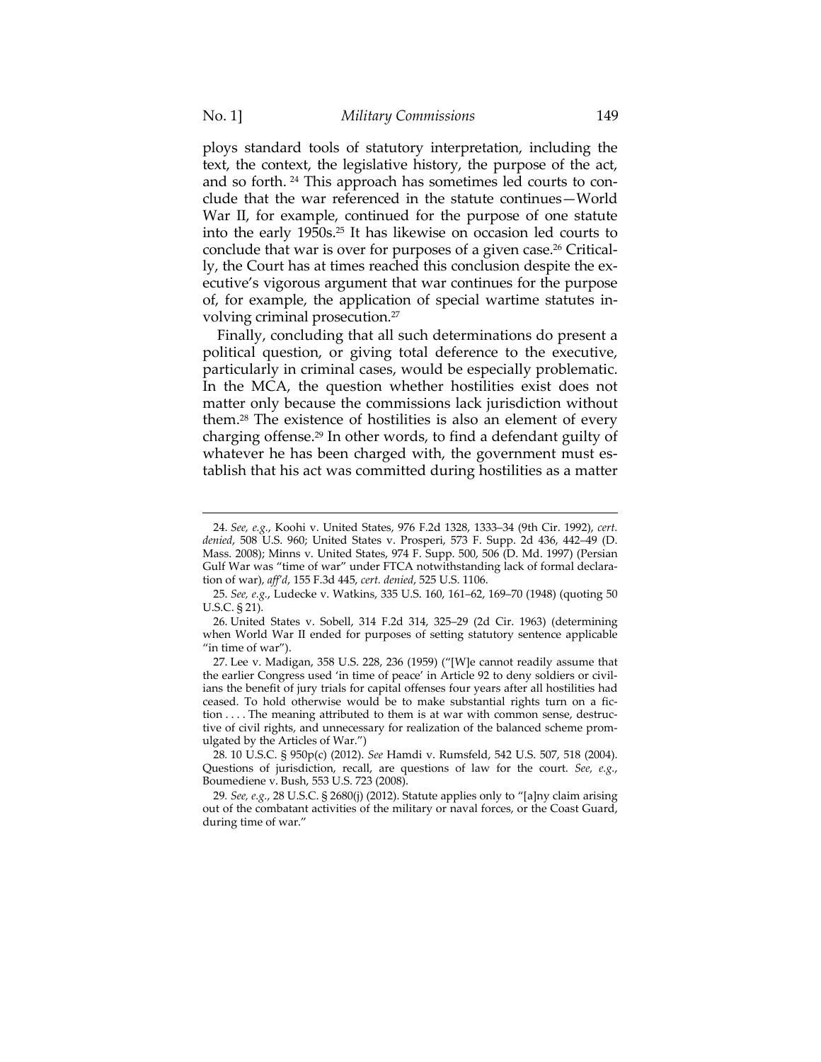ploys standard tools of statutory interpretation, including the text, the context, the legislative history, the purpose of the act, and so forth. [24] This approach has sometimes led courts to conclude that the war referenced in the statute continues—World War II, for example, continued for the purpose of one statute into the early 1950s.[25] It has likewise on occasion led courts to conclude that war is over for purposes of a given case.[26] Critically, the Court has at times reached this conclusion despite the executive's vigorous argument that war continues for the purpose of, for example, the application of special wartime statutes involving criminal prosecution.[27]

Finally, concluding that all such determinations do present a political question, or giving total deference to the executive, particularly in criminal cases, would be especially problematic. In the MCA, the question whether hostilities exist does not matter only because the commissions lack jurisdiction without them.[28] The existence of hostilities is also an element of every charging offense.[29] In other words, to find a defendant guilty of whatever he has been charged with, the government must establish that his act was committed during hostilities as a matter

---

24. *See, e.g.*, Koohi v. United States, 976 F.2d 1328, 1333–34 (9th Cir. 1992), *cert. denied*, 508 U.S. 960; United States v. Prosperi, 573 F. Supp. 2d 436, 442–49 (D. Mass. 2008); Minns v. United States, 974 F. Supp. 500, 506 (D. Md. 1997) (Persian Gulf War was "time of war" under FTCA notwithstanding lack of formal declaration of war), *aff'd*, 155 F.3d 445, *cert. denied*, 525 U.S. 1106.

25. *See, e.g.*, Ludecke v. Watkins, 335 U.S. 160, 161–62, 169–70 (1948) (quoting 50 U.S.C. § 21).

26. United States v. Sobell, 314 F.2d 314, 325–29 (2d Cir. 1963) (determining when World War II ended for purposes of setting statutory sentence applicable "in time of war").

27. Lee v. Madigan, 358 U.S. 228, 236 (1959) ("[W]e cannot readily assume that the earlier Congress used 'in time of peace' in Article 92 to deny soldiers or civilians the benefit of jury trials for capital offenses four years after all hostilities had ceased. To hold otherwise would be to make substantial rights turn on a fiction . . . . The meaning attributed to them is at war with common sense, destructive of civil rights, and unnecessary for realization of the balanced scheme promulgated by the Articles of War.")

28. 10 U.S.C. § 950p(c) (2012). *See* Hamdi v. Rumsfeld, 542 U.S. 507, 518 (2004). Questions of jurisdiction, recall, are questions of law for the court. *See, e.g.*, Boumediene v. Bush, 553 U.S. 723 (2008).

29. *See, e.g.*, 28 U.S.C. § 2680(j) (2012). Statute applies only to "[a]ny claim arising out of the combatant activities of the military or naval forces, or the Coast Guard, during time of war."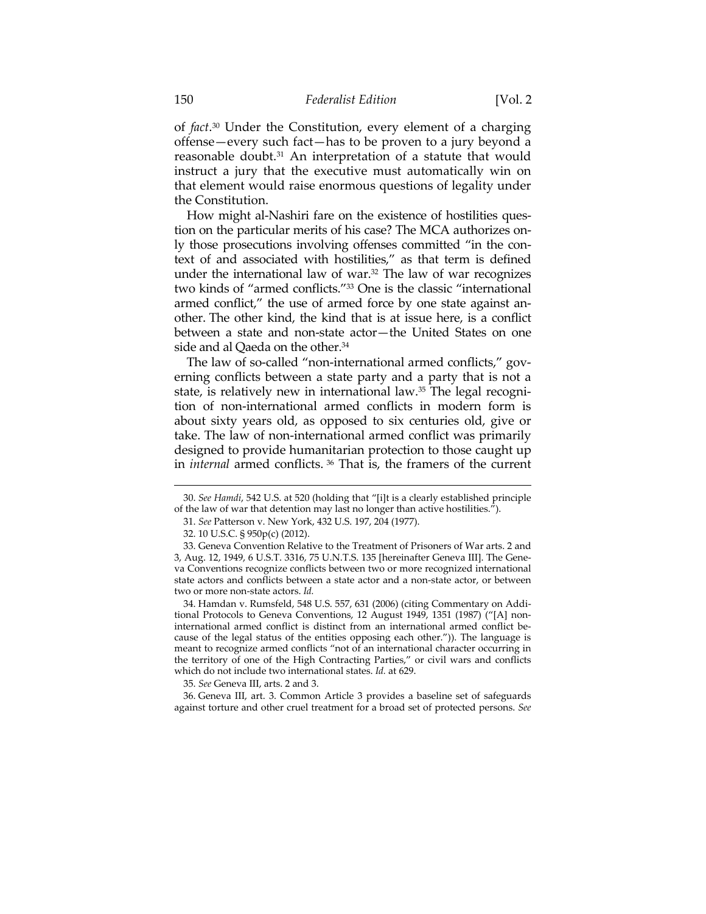of *fact*.[30] Under the Constitution, every element of a charging offense—every such fact—has to be proven to a jury beyond a reasonable doubt.[31] An interpretation of a statute that would instruct a jury that the executive must automatically win on that element would raise enormous questions of legality under the Constitution.

How might al-Nashiri fare on the existence of hostilities question on the particular merits of his case? The MCA authorizes only those prosecutions involving offenses committed "in the context of and associated with hostilities," as that term is defined under the international law of war.[32] The law of war recognizes two kinds of "armed conflicts."[33] One is the classic "international armed conflict," the use of armed force by one state against another. The other kind, the kind that is at issue here, is a conflict between a state and non-state actor—the United States on one side and al Qaeda on the other.[34]

The law of so-called "non-international armed conflicts," governing conflicts between a state party and a party that is not a state, is relatively new in international law.[35] The legal recognition of non-international armed conflicts in modern form is about sixty years old, as opposed to six centuries old, give or take. The law of non-international armed conflict was primarily designed to provide humanitarian protection to those caught up in *internal* armed conflicts.[36] That is, the framers of the current

---

30. *See Hamdi*, 542 U.S. at 520 (holding that "[i]t is a clearly established principle of the law of war that detention may last no longer than active hostilities.").

31. *See* Patterson v. New York, 432 U.S. 197, 204 (1977).

32. 10 U.S.C. § 950p(c) (2012).

33. Geneva Convention Relative to the Treatment of Prisoners of War arts. 2 and 3, Aug. 12, 1949, 6 U.S.T. 3316, 75 U.N.T.S. 135 [hereinafter Geneva III]. The Geneva Conventions recognize conflicts between two or more recognized international state actors and conflicts between a state actor and a non-state actor, or between two or more non-state actors. *Id.*

34. Hamdan v. Rumsfeld, 548 U.S. 557, 631 (2006) (citing Commentary on Additional Protocols to Geneva Conventions, 12 August 1949, 1351 (1987) ("[A] non-international armed conflict is distinct from an international armed conflict because of the legal status of the entities opposing each other.")). The language is meant to recognize armed conflicts "not of an international character occurring in the territory of one of the High Contracting Parties," or civil wars and conflicts which do not include two international states. *Id.* at 629.

35. *See* Geneva III, arts. 2 and 3.

36. Geneva III, art. 3. Common Article 3 provides a baseline set of safeguards against torture and other cruel treatment for a broad set of protected persons. *See*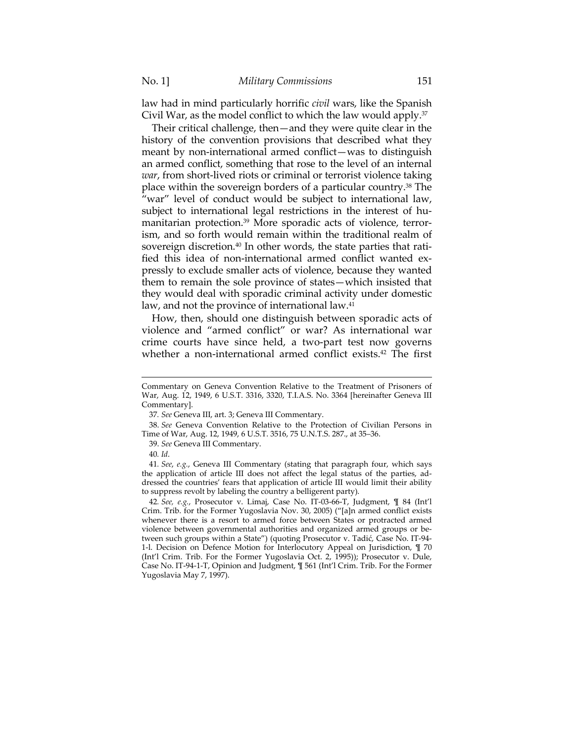law had in mind particularly horrific *civil* wars, like the Spanish Civil War, as the model conflict to which the law would apply.[37]

Their critical challenge, then—and they were quite clear in the history of the convention provisions that described what they meant by non-international armed conflict—was to distinguish an armed conflict, something that rose to the level of an internal *war*, from short-lived riots or criminal or terrorist violence taking place within the sovereign borders of a particular country.[38] The "war" level of conduct would be subject to international law, subject to international legal restrictions in the interest of humanitarian protection.[39] More sporadic acts of violence, terrorism, and so forth would remain within the traditional realm of sovereign discretion.[40] In other words, the state parties that ratified this idea of non-international armed conflict wanted expressly to exclude smaller acts of violence, because they wanted them to remain the sole province of states—which insisted that they would deal with sporadic criminal activity under domestic law, and not the province of international law.[41]

How, then, should one distinguish between sporadic acts of violence and "armed conflict" or war? As international war crime courts have since held, a two-part test now governs whether a non-international armed conflict exists.[42] The first

---

Commentary on Geneva Convention Relative to the Treatment of Prisoners of War, Aug. 12, 1949, 6 U.S.T. 3316, 3320, T.I.A.S. No. 3364 [hereinafter Geneva III Commentary].

37. *See* Geneva III, art. 3; Geneva III Commentary.

38. *See* Geneva Convention Relative to the Protection of Civilian Persons in Time of War, Aug. 12, 1949, 6 U.S.T. 3516, 75 U.N.T.S. 287., at 35–36.

39. *See* Geneva III Commentary.

40. *Id*.

41. *See, e.g.*, Geneva III Commentary (stating that paragraph four, which says the application of article III does not affect the legal status of the parties, addressed the countries' fears that application of article III would limit their ability to suppress revolt by labeling the country a belligerent party).

42. *See, e.g.*, Prosecutor v. Limaj, Case No. IT-03-66-T, Judgment, ¶ 84 (Int'l Crim. Trib. for the Former Yugoslavia Nov. 30, 2005) ("[a]n armed conflict exists whenever there is a resort to armed force between States or protracted armed violence between governmental authorities and organized armed groups or between such groups within a State") (quoting Prosecutor v. Tadić, Case No. IT-94-1-l. Decision on Defence Motion for Interlocutory Appeal on Jurisdiction, ¶ 70 (Int'l Crim. Trib. For the Former Yugoslavia Oct. 2, 1995)); Prosecutor v. Dule, Case No. IT-94-1-T, Opinion and Judgment, ¶ 561 (Int'l Crim. Trib. For the Former Yugoslavia May 7, 1997).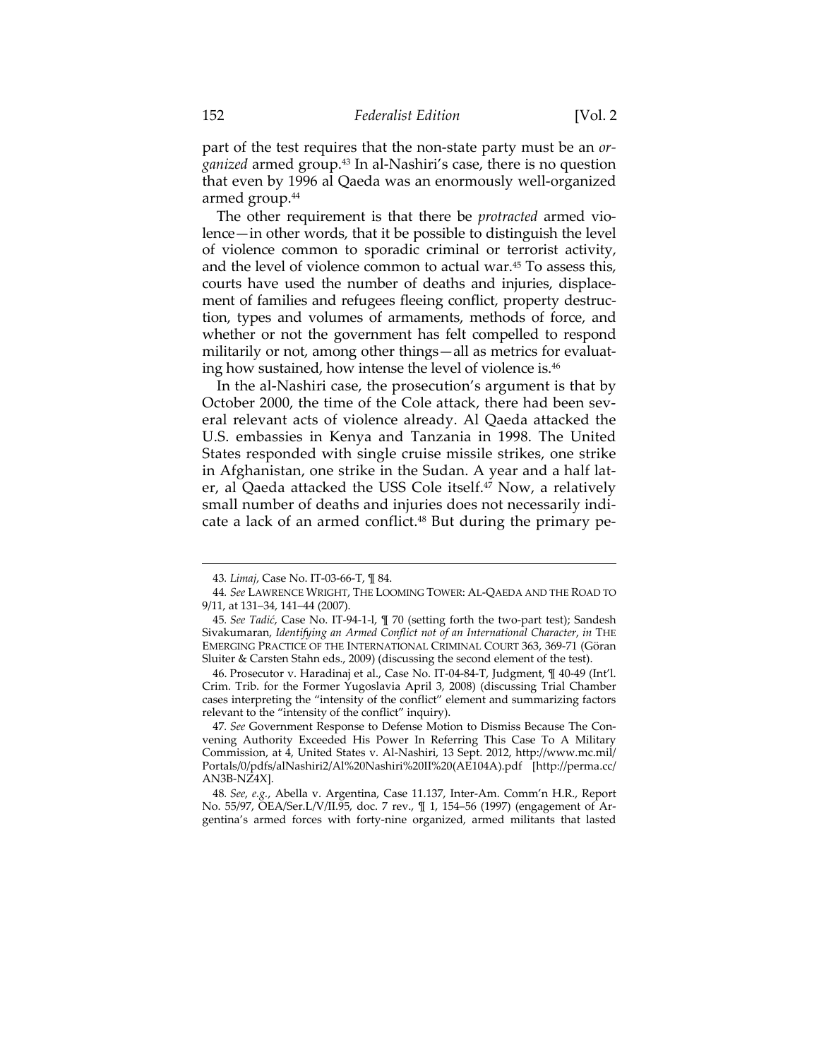part of the test requires that the non-state party must be an *organized* armed group.[43] In al-Nashiri's case, there is no question that even by 1996 al Qaeda was an enormously well-organized armed group.[44]

The other requirement is that there be *protracted* armed violence—in other words, that it be possible to distinguish the level of violence common to sporadic criminal or terrorist activity, and the level of violence common to actual war.[45] To assess this, courts have used the number of deaths and injuries, displacement of families and refugees fleeing conflict, property destruction, types and volumes of armaments, methods of force, and whether or not the government has felt compelled to respond militarily or not, among other things—all as metrics for evaluating how sustained, how intense the level of violence is.[46]

In the al-Nashiri case, the prosecution's argument is that by October 2000, the time of the Cole attack, there had been several relevant acts of violence already. Al Qaeda attacked the U.S. embassies in Kenya and Tanzania in 1998. The United States responded with single cruise missile strikes, one strike in Afghanistan, one strike in the Sudan. A year and a half later, al Qaeda attacked the USS Cole itself.[47] Now, a relatively small number of deaths and injuries does not necessarily indicate a lack of an armed conflict.[48] But during the primary pe-

---

43. *Limaj*, Case No. IT-03-66-T, ¶ 84.

44. *See* LAWRENCE WRIGHT, THE LOOMING TOWER: AL-QAEDA AND THE ROAD TO 9/11, at 131–34, 141–44 (2007).

45. *See Tadić*, Case No. IT-94-1-l, ¶ 70 (setting forth the two-part test); Sandesh Sivakumaran, *Identifying an Armed Conflict not of an International Character*, *in* THE EMERGING PRACTICE OF THE INTERNATIONAL CRIMINAL COURT 363, 369-71 (Göran Sluiter & Carsten Stahn eds., 2009) (discussing the second element of the test).

46. Prosecutor v. Haradinaj et al., Case No. IT-04-84-T, Judgment, ¶ 40-49 (Int'l. Crim. Trib. for the Former Yugoslavia April 3, 2008) (discussing Trial Chamber cases interpreting the "intensity of the conflict" element and summarizing factors relevant to the "intensity of the conflict" inquiry).

47. *See* Government Response to Defense Motion to Dismiss Because The Convening Authority Exceeded His Power In Referring This Case To A Military Commission, at 4, United States v. Al-Nashiri, 13 Sept. 2012, http://www.mc.mil/Portals/0/pdfs/alNashiri2/Al%20Nashiri%20II%20(AE104A).pdf [http://perma.cc/AN3B-NZ4X].

48. *See*, *e.g.*, Abella v. Argentina, Case 11.137, Inter-Am. Comm'n H.R., Report No. 55/97, OEA/Ser.L/V/II.95, doc. 7 rev., ¶ 1, 154–56 (1997) (engagement of Argentina's armed forces with forty-nine organized, armed militants that lasted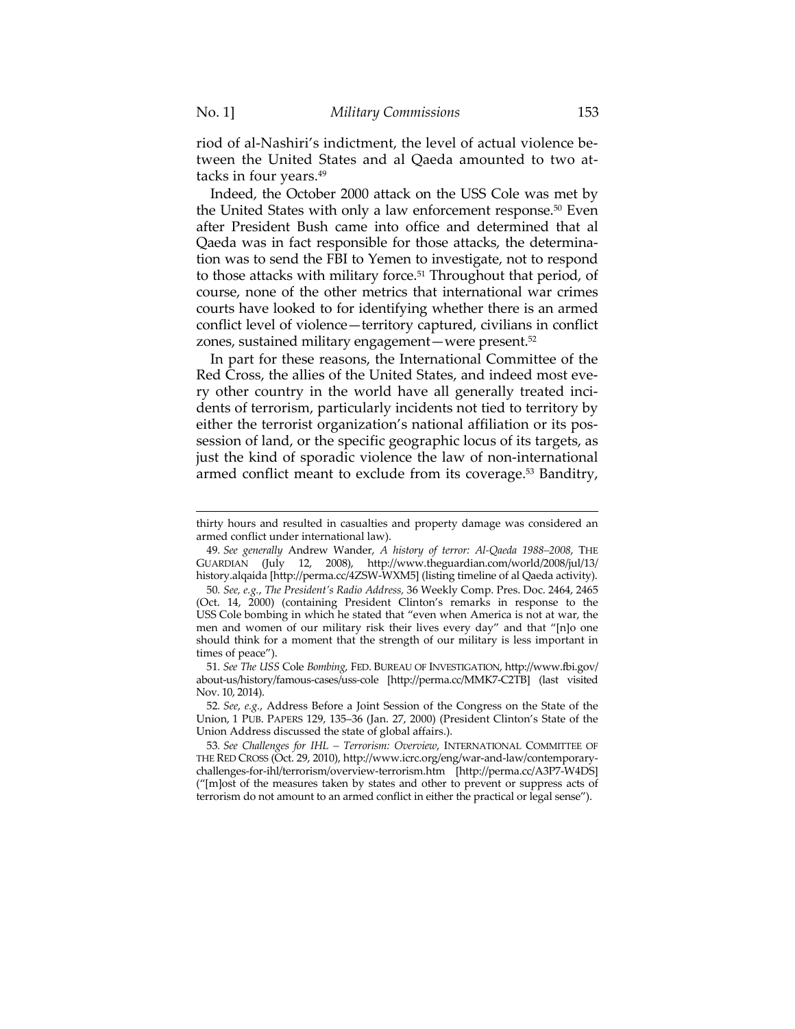riod of al-Nashiri's indictment, the level of actual violence between the United States and al Qaeda amounted to two attacks in four years.[49]

Indeed, the October 2000 attack on the USS Cole was met by the United States with only a law enforcement response.[50] Even after President Bush came into office and determined that al Qaeda was in fact responsible for those attacks, the determination was to send the FBI to Yemen to investigate, not to respond to those attacks with military force.[51] Throughout that period, of course, none of the other metrics that international war crimes courts have looked to for identifying whether there is an armed conflict level of violence—territory captured, civilians in conflict zones, sustained military engagement—were present.[52]

In part for these reasons, the International Committee of the Red Cross, the allies of the United States, and indeed most every other country in the world have all generally treated incidents of terrorism, particularly incidents not tied to territory by either the terrorist organization's national affiliation or its possession of land, or the specific geographic locus of its targets, as just the kind of sporadic violence the law of non-international armed conflict meant to exclude from its coverage.[53] Banditry,

---

thirty hours and resulted in casualties and property damage was considered an armed conflict under international law).

49. *See generally* Andrew Wander, *A history of terror: Al-Qaeda 1988–2008*, THE GUARDIAN (July 12, 2008), http://www.theguardian.com/world/2008/jul/13/history.alqaida [http://perma.cc/4ZSW-WXM5] (listing timeline of al Qaeda activity).

50. *See, e.g.*, *The President's Radio Address,* 36 Weekly Comp. Pres. Doc. 2464, 2465 (Oct. 14, 2000) (containing President Clinton's remarks in response to the USS Cole bombing in which he stated that "even when America is not at war, the men and women of our military risk their lives every day" and that "[n]o one should think for a moment that the strength of our military is less important in times of peace").

51. *See The USS* Cole *Bombing*, FED. BUREAU OF INVESTIGATION, http://www.fbi.gov/about-us/history/famous-cases/uss-cole [http://perma.cc/MMK7-C2TB] (last visited Nov. 10, 2014).

52. *See, e.g.*, Address Before a Joint Session of the Congress on the State of the Union, 1 PUB. PAPERS 129, 135–36 (Jan. 27, 2000) (President Clinton's State of the Union Address discussed the state of global affairs.).

53. *See Challenges for IHL – Terrorism: Overview*, INTERNATIONAL COMMITTEE OF THE RED CROSS (Oct. 29, 2010), http://www.icrc.org/eng/war-and-law/contemporary-challenges-for-ihl/terrorism/overview-terrorism.htm [http://perma.cc/A3P7-W4DS] ("[m]ost of the measures taken by states and other to prevent or suppress acts of terrorism do not amount to an armed conflict in either the practical or legal sense").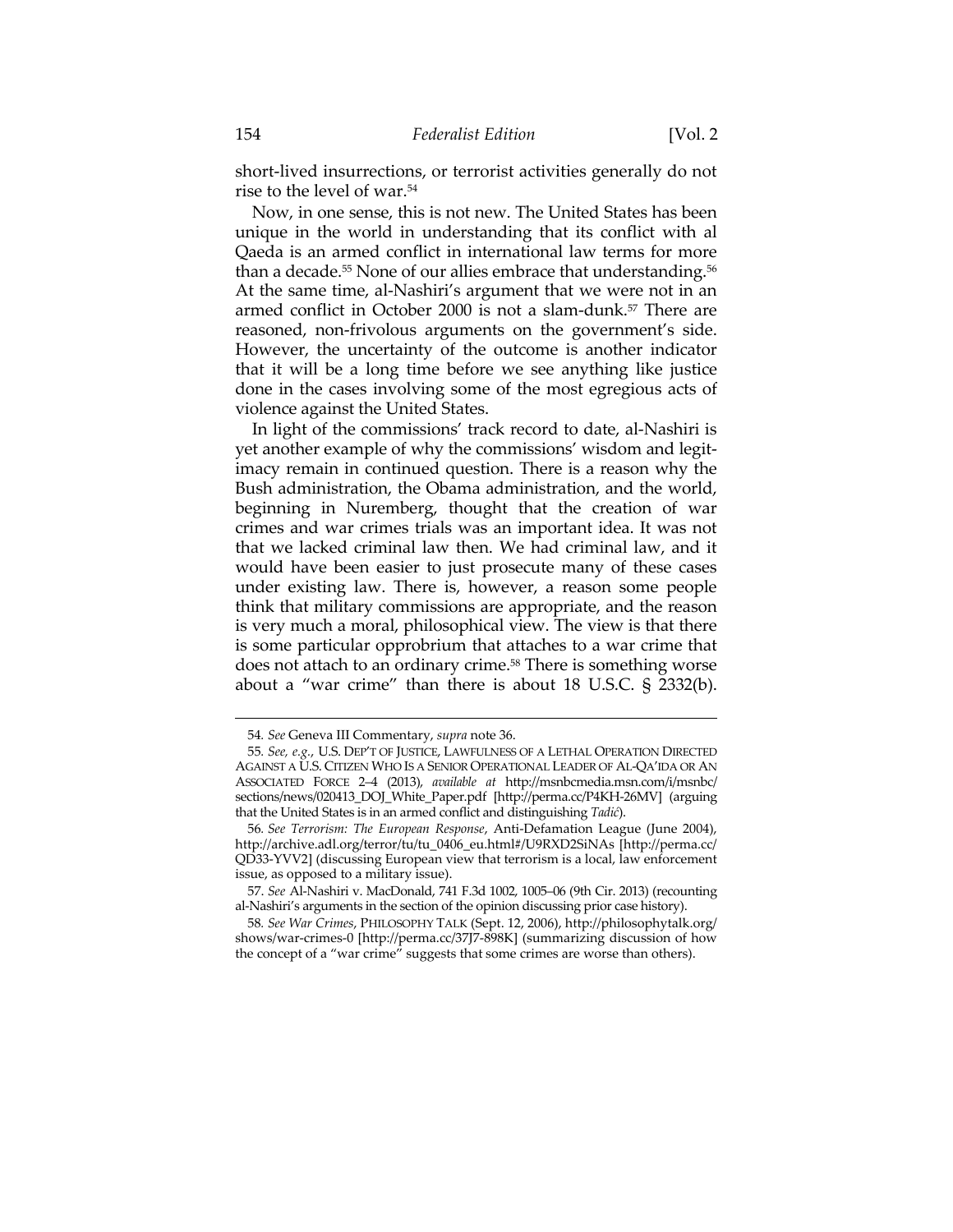short-lived insurrections, or terrorist activities generally do not rise to the level of war.[54]

Now, in one sense, this is not new. The United States has been unique in the world in understanding that its conflict with al Qaeda is an armed conflict in international law terms for more than a decade.[55] None of our allies embrace that understanding.[56] At the same time, al-Nashiri's argument that we were not in an armed conflict in October 2000 is not a slam-dunk.[57] There are reasoned, non-frivolous arguments on the government's side. However, the uncertainty of the outcome is another indicator that it will be a long time before we see anything like justice done in the cases involving some of the most egregious acts of violence against the United States.

In light of the commissions' track record to date, al-Nashiri is yet another example of why the commissions' wisdom and legitimacy remain in continued question. There is a reason why the Bush administration, the Obama administration, and the world, beginning in Nuremberg, thought that the creation of war crimes and war crimes trials was an important idea. It was not that we lacked criminal law then. We had criminal law, and it would have been easier to just prosecute many of these cases under existing law. There is, however, a reason some people think that military commissions are appropriate, and the reason is very much a moral, philosophical view. The view is that there is some particular opprobrium that attaches to a war crime that does not attach to an ordinary crime.[58] There is something worse about a "war crime" than there is about 18 U.S.C. § 2332(b).

---

54. *See* Geneva III Commentary, *supra* note 36.

55. *See, e.g.*, U.S. DEP'T OF JUSTICE, LAWFULNESS OF A LETHAL OPERATION DIRECTED AGAINST A U.S. CITIZEN WHO IS A SENIOR OPERATIONAL LEADER OF AL-QA'IDA OR AN ASSOCIATED FORCE 2–4 (2013), *available at* http://msnbcmedia.msn.com/i/msnbc/sections/news/020413_DOJ_White_Paper.pdf [http://perma.cc/P4KH-26MV] (arguing that the United States is in an armed conflict and distinguishing *Tadić*).

56. *See Terrorism: The European Response*, Anti-Defamation League (June 2004), http://archive.adl.org/terror/tu/tu_0406_eu.html#/U9RXD2SiNAs [http://perma.cc/QD33-YVV2] (discussing European view that terrorism is a local, law enforcement issue, as opposed to a military issue).

57. *See* Al-Nashiri v. MacDonald, 741 F.3d 1002, 1005–06 (9th Cir. 2013) (recounting al-Nashiri's arguments in the section of the opinion discussing prior case history).

58. *See War Crimes*, PHILOSOPHY TALK (Sept. 12, 2006), http://philosophytalk.org/shows/war-crimes-0 [http://perma.cc/37J7-898K] (summarizing discussion of how the concept of a "war crime" suggests that some crimes are worse than others).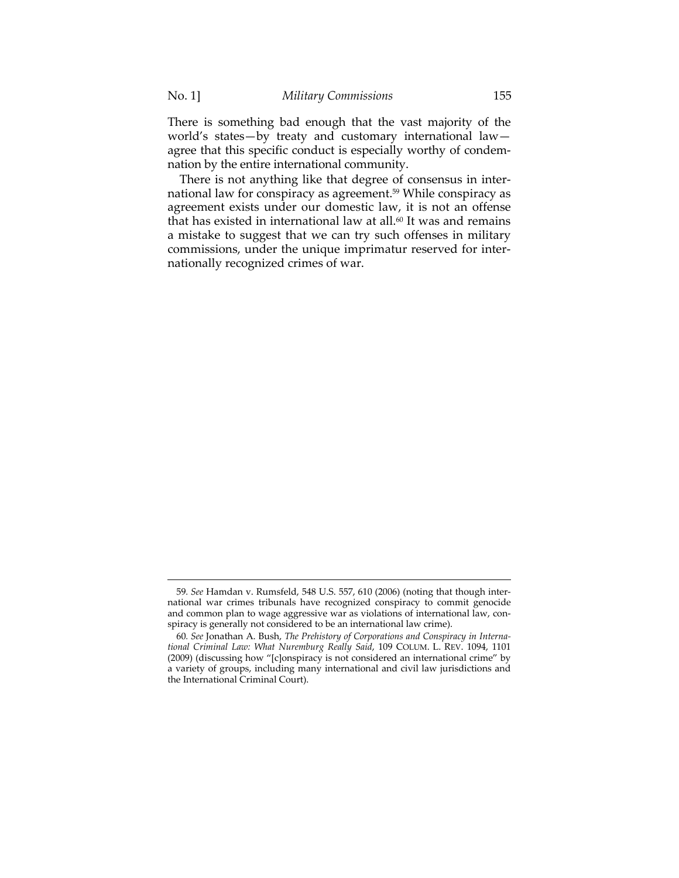There is something bad enough that the vast majority of the world's states—by treaty and customary international law—agree that this specific conduct is especially worthy of condemnation by the entire international community.

There is not anything like that degree of consensus in international law for conspiracy as agreement.[59] While conspiracy as agreement exists under our domestic law, it is not an offense that has existed in international law at all.[60] It was and remains a mistake to suggest that we can try such offenses in military commissions, under the unique imprimatur reserved for internationally recognized crimes of war.

---

59. *See* Hamdan v. Rumsfeld, 548 U.S. 557, 610 (2006) (noting that though international war crimes tribunals have recognized conspiracy to commit genocide and common plan to wage aggressive war as violations of international law, conspiracy is generally not considered to be an international law crime).

60. *See* Jonathan A. Bush, *The Prehistory of Corporations and Conspiracy in International Criminal Law: What Nuremburg Really Said*, 109 COLUM. L. REV. 1094, 1101 (2009) (discussing how "[c]onspiracy is not considered an international crime" by a variety of groups, including many international and civil law jurisdictions and the International Criminal Court).